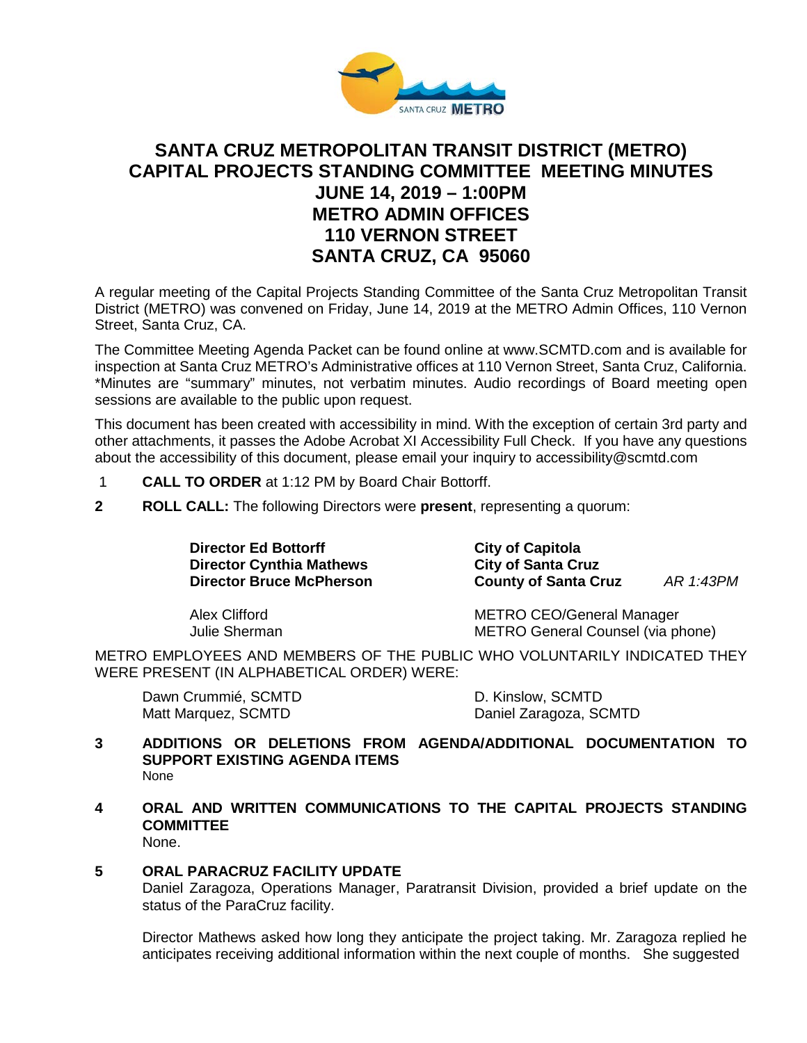# SANTA CRUZ METROPOLITAN TRANSIT DISTRICT (METRO) CAPITAL PROJECTS STANDING COMMITTEE MEETING MINUTES
## JUNE 14, 2019 – 1:00PM
## METRO ADMIN OFFICES
## 110 VERNON STREET
## SANTA CRUZ, CA 95060

A regular meeting of the Capital Projects Standing Committee of the Santa Cruz Metropolitan Transit District (METRO) was convened on Friday, June 14, 2019 at the METRO Admin Offices, 110 Vernon Street, Santa Cruz, CA.

The Committee Meeting Agenda Packet can be found online at www.SCMTD.com and is available for inspection at Santa Cruz METRO's Administrative offices at 110 Vernon Street, Santa Cruz, California. *Minutes are "summary" minutes, not verbatim minutes. Audio recordings of Board meeting open sessions are available to the public upon request.

This document has been created with accessibility in mind. With the exception of certain 3rd party and other attachments, it passes the Adobe Acrobat XI Accessibility Full Check. If you have any questions about the accessibility of this document, please email your inquiry to accessibility@scmtd.com

1 **CALL TO ORDER** at 1:12 PM by Board Chair Bottorff.

**2 ROLL CALL:** The following Directors were **present**, representing a quorum:

| | | |
|---|---|---|
| **Director Ed Bottorff** | **City of Capitola** | |
| **Director Cynthia Mathews** | **City of Santa Cruz** | |
| **Director Bruce McPherson** | **County of Santa Cruz** | *AR 1:43PM* |
| Alex Clifford | METRO CEO/General Manager | |
| Julie Sherman | METRO General Counsel (via phone) | |

METRO EMPLOYEES AND MEMBERS OF THE PUBLIC WHO VOLUNTARILY INDICATED THEY WERE PRESENT (IN ALPHABETICAL ORDER) WERE:

| | |
|---|---|
| Dawn Crummié, SCMTD | D. Kinslow, SCMTD |
| Matt Marquez, SCMTD | Daniel Zaragoza, SCMTD |

**3 ADDITIONS OR DELETIONS FROM AGENDA/ADDITIONAL DOCUMENTATION TO SUPPORT EXISTING AGENDA ITEMS**

None

**4 ORAL AND WRITTEN COMMUNICATIONS TO THE CAPITAL PROJECTS STANDING COMMITTEE**

None.

**5 ORAL PARACRUZ FACILITY UPDATE**

Daniel Zaragoza, Operations Manager, Paratransit Division, provided a brief update on the status of the ParaCruz facility.

Director Mathews asked how long they anticipate the project taking. Mr. Zaragoza replied he anticipates receiving additional information within the next couple of months. She suggested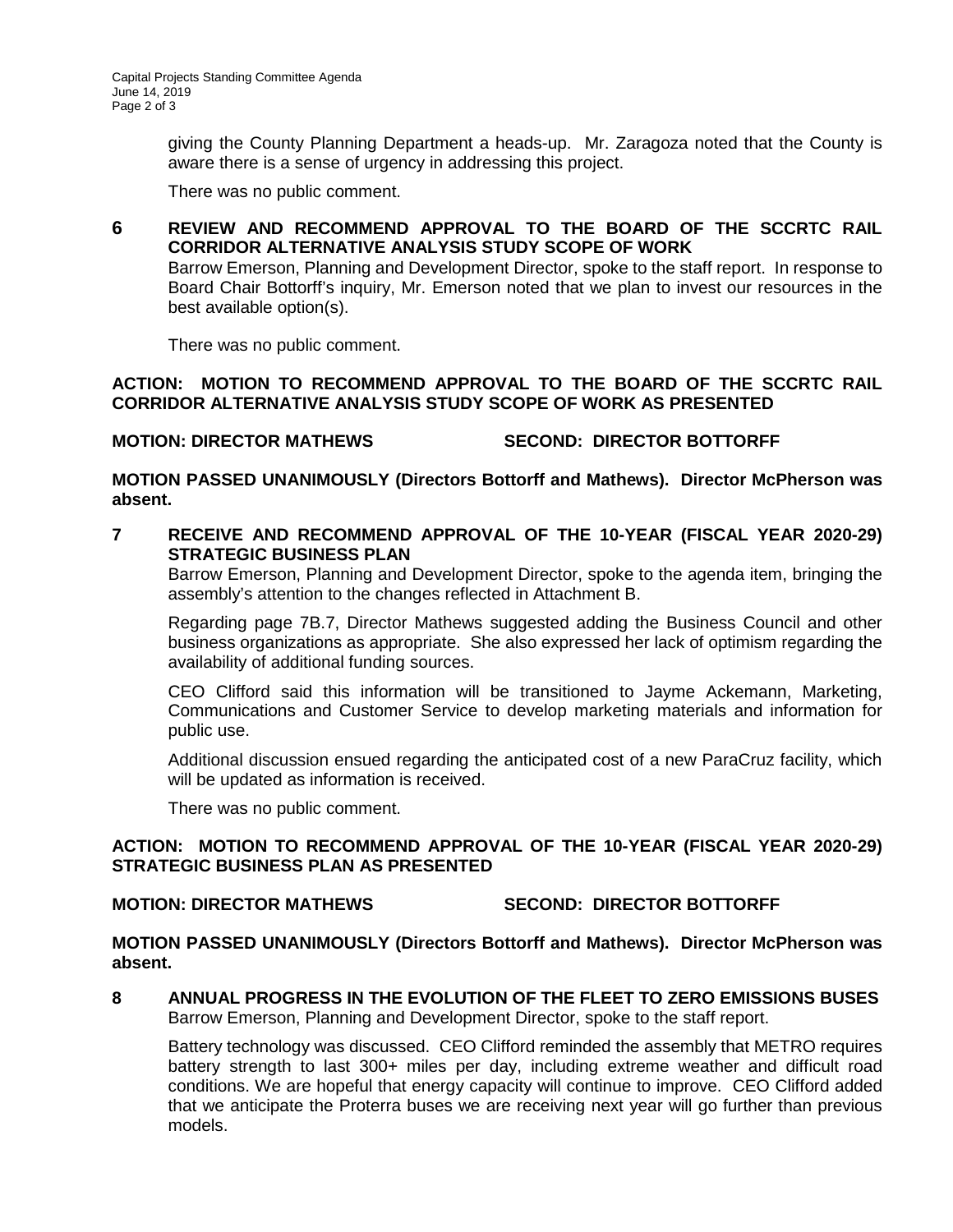giving the County Planning Department a heads-up. Mr. Zaragoza noted that the County is aware there is a sense of urgency in addressing this project.

There was no public comment.

**6 REVIEW AND RECOMMEND APPROVAL TO THE BOARD OF THE SCCRTC RAIL CORRIDOR ALTERNATIVE ANALYSIS STUDY SCOPE OF WORK**

Barrow Emerson, Planning and Development Director, spoke to the staff report. In response to Board Chair Bottorff's inquiry, Mr. Emerson noted that we plan to invest our resources in the best available option(s).

There was no public comment.

**ACTION: MOTION TO RECOMMEND APPROVAL TO THE BOARD OF THE SCCRTC RAIL CORRIDOR ALTERNATIVE ANALYSIS STUDY SCOPE OF WORK AS PRESENTED**

**MOTION: DIRECTOR MATHEWS SECOND: DIRECTOR BOTTORFF**

**MOTION PASSED UNANIMOUSLY (Directors Bottorff and Mathews). Director McPherson was absent.**

**7 RECEIVE AND RECOMMEND APPROVAL OF THE 10-YEAR (FISCAL YEAR 2020-29) STRATEGIC BUSINESS PLAN**

Barrow Emerson, Planning and Development Director, spoke to the agenda item, bringing the assembly's attention to the changes reflected in Attachment B.

Regarding page 7B.7, Director Mathews suggested adding the Business Council and other business organizations as appropriate. She also expressed her lack of optimism regarding the availability of additional funding sources.

CEO Clifford said this information will be transitioned to Jayme Ackemann, Marketing, Communications and Customer Service to develop marketing materials and information for public use.

Additional discussion ensued regarding the anticipated cost of a new ParaCruz facility, which will be updated as information is received.

There was no public comment.

**ACTION: MOTION TO RECOMMEND APPROVAL OF THE 10-YEAR (FISCAL YEAR 2020-29) STRATEGIC BUSINESS PLAN AS PRESENTED**

**MOTION: DIRECTOR MATHEWS SECOND: DIRECTOR BOTTORFF**

**MOTION PASSED UNANIMOUSLY (Directors Bottorff and Mathews). Director McPherson was absent.**

**8 ANNUAL PROGRESS IN THE EVOLUTION OF THE FLEET TO ZERO EMISSIONS BUSES**

Barrow Emerson, Planning and Development Director, spoke to the staff report.

Battery technology was discussed. CEO Clifford reminded the assembly that METRO requires battery strength to last 300+ miles per day, including extreme weather and difficult road conditions. We are hopeful that energy capacity will continue to improve. CEO Clifford added that we anticipate the Proterra buses we are receiving next year will go further than previous models.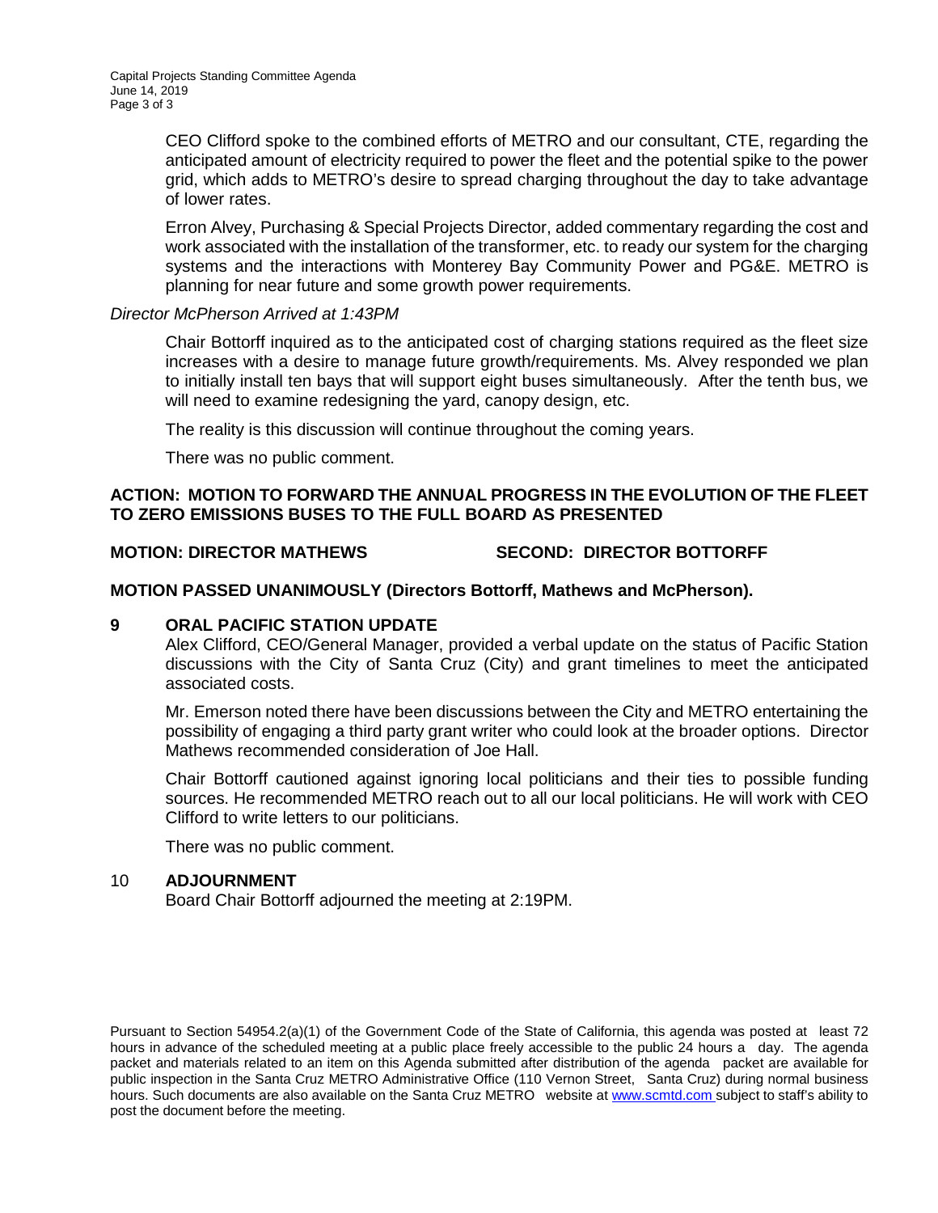CEO Clifford spoke to the combined efforts of METRO and our consultant, CTE, regarding the anticipated amount of electricity required to power the fleet and the potential spike to the power grid, which adds to METRO's desire to spread charging throughout the day to take advantage of lower rates.

Erron Alvey, Purchasing & Special Projects Director, added commentary regarding the cost and work associated with the installation of the transformer, etc. to ready our system for the charging systems and the interactions with Monterey Bay Community Power and PG&E. METRO is planning for near future and some growth power requirements.

*Director McPherson Arrived at 1:43PM*

Chair Bottorff inquired as to the anticipated cost of charging stations required as the fleet size increases with a desire to manage future growth/requirements. Ms. Alvey responded we plan to initially install ten bays that will support eight buses simultaneously. After the tenth bus, we will need to examine redesigning the yard, canopy design, etc.

The reality is this discussion will continue throughout the coming years.

There was no public comment.

**ACTION: MOTION TO FORWARD THE ANNUAL PROGRESS IN THE EVOLUTION OF THE FLEET TO ZERO EMISSIONS BUSES TO THE FULL BOARD AS PRESENTED**

**MOTION: DIRECTOR MATHEWS SECOND: DIRECTOR BOTTORFF**

**MOTION PASSED UNANIMOUSLY (Directors Bottorff, Mathews and McPherson).**

## 9 ORAL PACIFIC STATION UPDATE

Alex Clifford, CEO/General Manager, provided a verbal update on the status of Pacific Station discussions with the City of Santa Cruz (City) and grant timelines to meet the anticipated associated costs.

Mr. Emerson noted there have been discussions between the City and METRO entertaining the possibility of engaging a third party grant writer who could look at the broader options. Director Mathews recommended consideration of Joe Hall.

Chair Bottorff cautioned against ignoring local politicians and their ties to possible funding sources. He recommended METRO reach out to all our local politicians. He will work with CEO Clifford to write letters to our politicians.

There was no public comment.

## 10 ADJOURNMENT

Board Chair Bottorff adjourned the meeting at 2:19PM.

Pursuant to Section 54954.2(a)(1) of the Government Code of the State of California, this agenda was posted at least 72 hours in advance of the scheduled meeting at a public place freely accessible to the public 24 hours a day. The agenda packet and materials related to an item on this Agenda submitted after distribution of the agenda packet are available for public inspection in the Santa Cruz METRO Administrative Office (110 Vernon Street, Santa Cruz) during normal business hours. Such documents are also available on the Santa Cruz METRO website at www.scmtd.com subject to staff's ability to post the document before the meeting.